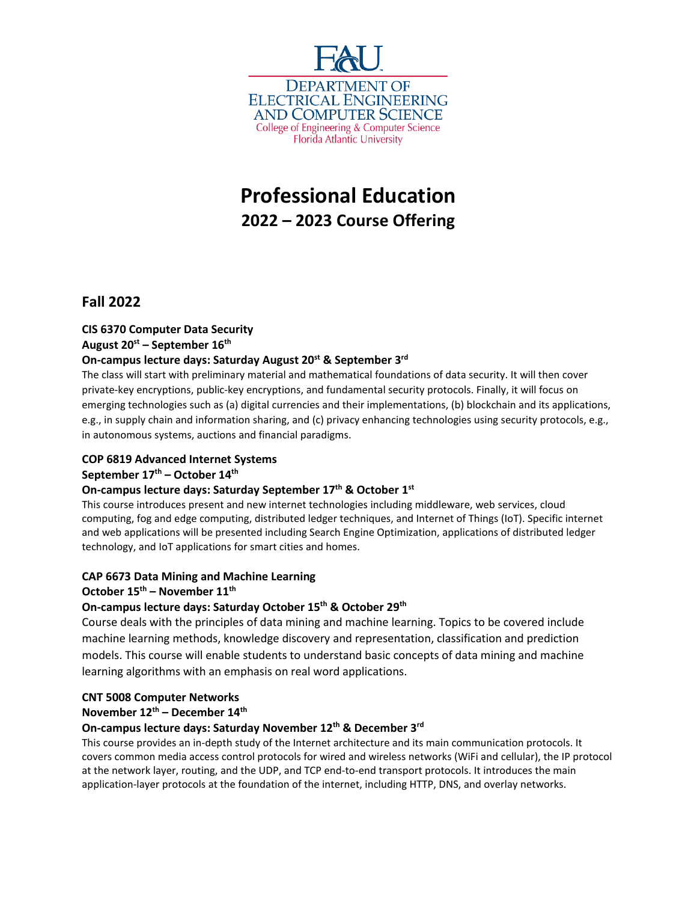FAU

DEPARTMENT OF ELECTRICAL ENGINEERING AND COMPUTER SCIENCE
College of Engineering & Computer Science
Florida Atlantic University

# Professional Education

## 2022 – 2023 Course Offering

## Fall 2022

**CIS 6370 Computer Data Security**
**August 20st – September 16th**
**On-campus lecture days: Saturday August 20st & September 3rd**

The class will start with preliminary material and mathematical foundations of data security. It will then cover private-key encryptions, public-key encryptions, and fundamental security protocols. Finally, it will focus on emerging technologies such as (a) digital currencies and their implementations, (b) blockchain and its applications, e.g., in supply chain and information sharing, and (c) privacy enhancing technologies using security protocols, e.g., in autonomous systems, auctions and financial paradigms.

**COP 6819 Advanced Internet Systems**
**September 17th – October 14th**
**On-campus lecture days: Saturday September 17th & October 1st**

This course introduces present and new internet technologies including middleware, web services, cloud computing, fog and edge computing, distributed ledger techniques, and Internet of Things (IoT). Specific internet and web applications will be presented including Search Engine Optimization, applications of distributed ledger technology, and IoT applications for smart cities and homes.

**CAP 6673 Data Mining and Machine Learning**
**October 15th – November 11th**
**On-campus lecture days: Saturday October 15th & October 29th**

Course deals with the principles of data mining and machine learning. Topics to be covered include machine learning methods, knowledge discovery and representation, classification and prediction models. This course will enable students to understand basic concepts of data mining and machine learning algorithms with an emphasis on real word applications.

**CNT 5008 Computer Networks**
**November 12th – December 14th**
**On-campus lecture days: Saturday November 12th & December 3rd**

This course provides an in-depth study of the Internet architecture and its main communication protocols. It covers common media access control protocols for wired and wireless networks (WiFi and cellular), the IP protocol at the network layer, routing, and the UDP, and TCP end-to-end transport protocols. It introduces the main application-layer protocols at the foundation of the internet, including HTTP, DNS, and overlay networks.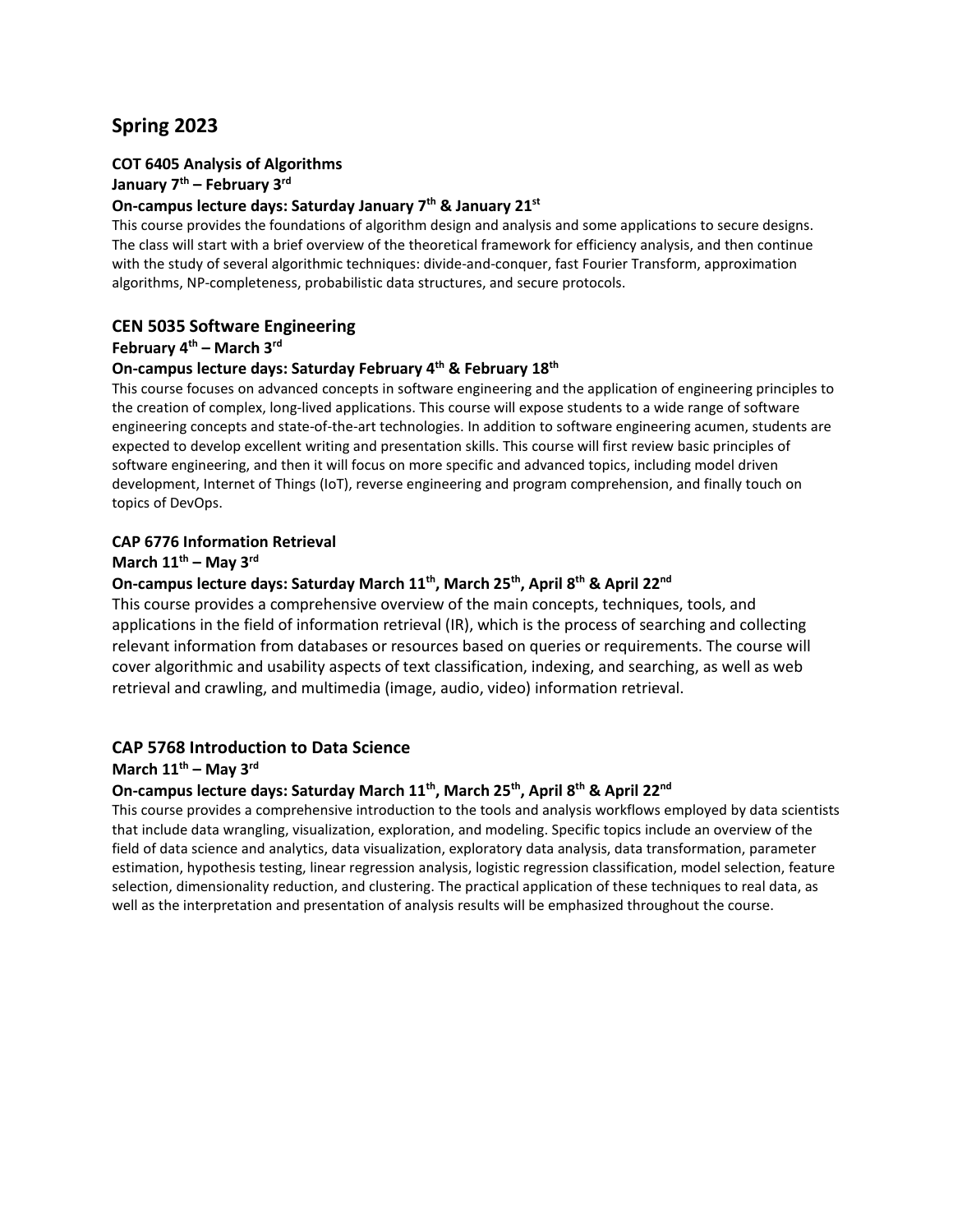## Spring 2023

### COT 6405 Analysis of Algorithms

**January 7th – February 3rd**

**On-campus lecture days: Saturday January 7th & January 21st**

This course provides the foundations of algorithm design and analysis and some applications to secure designs. The class will start with a brief overview of the theoretical framework for efficiency analysis, and then continue with the study of several algorithmic techniques: divide-and-conquer, fast Fourier Transform, approximation algorithms, NP-completeness, probabilistic data structures, and secure protocols.

### CEN 5035 Software Engineering

**February 4th – March 3rd**

**On-campus lecture days: Saturday February 4th & February 18th**

This course focuses on advanced concepts in software engineering and the application of engineering principles to the creation of complex, long-lived applications. This course will expose students to a wide range of software engineering concepts and state-of-the-art technologies. In addition to software engineering acumen, students are expected to develop excellent writing and presentation skills. This course will first review basic principles of software engineering, and then it will focus on more specific and advanced topics, including model driven development, Internet of Things (IoT), reverse engineering and program comprehension, and finally touch on topics of DevOps.

### CAP 6776 Information Retrieval

**March 11th – May 3rd**

**On-campus lecture days: Saturday March 11th, March 25th, April 8th & April 22nd**

This course provides a comprehensive overview of the main concepts, techniques, tools, and applications in the field of information retrieval (IR), which is the process of searching and collecting relevant information from databases or resources based on queries or requirements. The course will cover algorithmic and usability aspects of text classification, indexing, and searching, as well as web retrieval and crawling, and multimedia (image, audio, video) information retrieval.

### CAP 5768 Introduction to Data Science

**March 11th – May 3rd**

**On-campus lecture days: Saturday March 11th, March 25th, April 8th & April 22nd**

This course provides a comprehensive introduction to the tools and analysis workflows employed by data scientists that include data wrangling, visualization, exploration, and modeling. Specific topics include an overview of the field of data science and analytics, data visualization, exploratory data analysis, data transformation, parameter estimation, hypothesis testing, linear regression analysis, logistic regression classification, model selection, feature selection, dimensionality reduction, and clustering. The practical application of these techniques to real data, as well as the interpretation and presentation of analysis results will be emphasized throughout the course.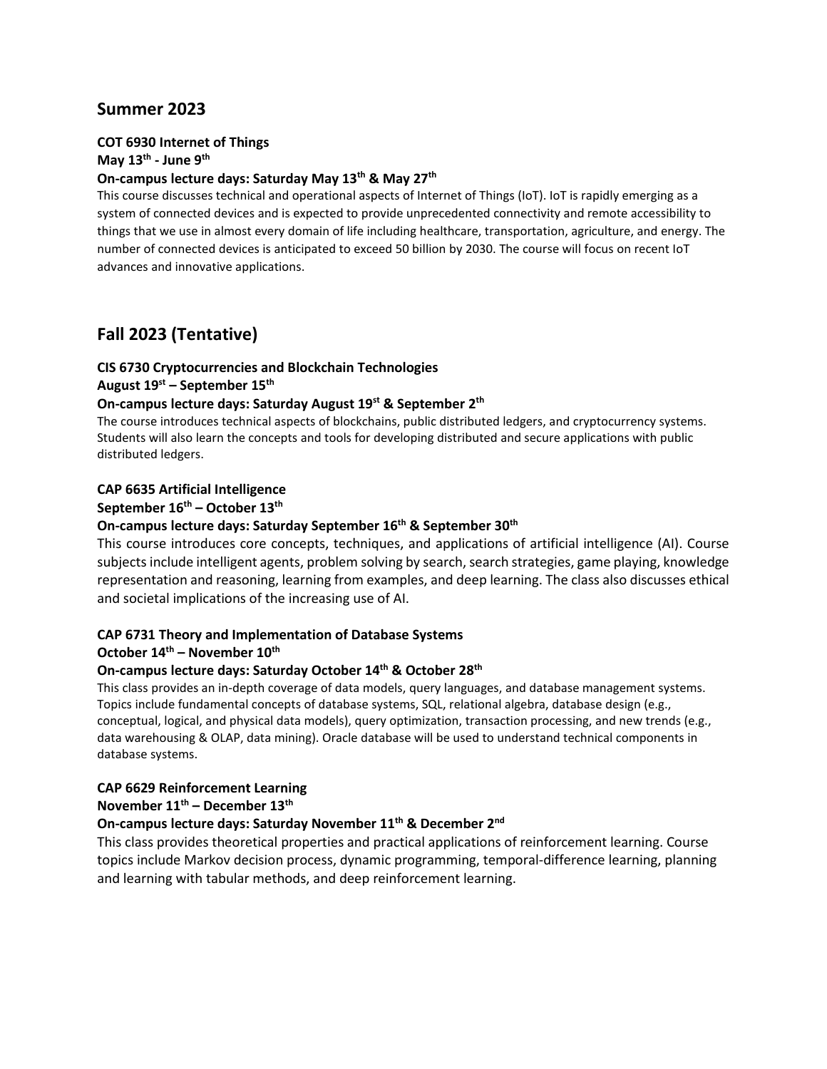## Summer 2023

**COT 6930 Internet of Things**
**May 13th - June 9th**
**On-campus lecture days: Saturday May 13th & May 27th**

This course discusses technical and operational aspects of Internet of Things (IoT). IoT is rapidly emerging as a system of connected devices and is expected to provide unprecedented connectivity and remote accessibility to things that we use in almost every domain of life including healthcare, transportation, agriculture, and energy. The number of connected devices is anticipated to exceed 50 billion by 2030. The course will focus on recent IoT advances and innovative applications.

## Fall 2023 (Tentative)

**CIS 6730 Cryptocurrencies and Blockchain Technologies**
**August 19st – September 15th**
**On-campus lecture days: Saturday August 19st & September 2th**

The course introduces technical aspects of blockchains, public distributed ledgers, and cryptocurrency systems. Students will also learn the concepts and tools for developing distributed and secure applications with public distributed ledgers.

**CAP 6635 Artificial Intelligence**
**September 16th – October 13th**
**On-campus lecture days: Saturday September 16th & September 30th**

This course introduces core concepts, techniques, and applications of artificial intelligence (AI). Course subjects include intelligent agents, problem solving by search, search strategies, game playing, knowledge representation and reasoning, learning from examples, and deep learning. The class also discusses ethical and societal implications of the increasing use of AI.

**CAP 6731 Theory and Implementation of Database Systems**
**October 14th – November 10th**
**On-campus lecture days: Saturday October 14th & October 28th**

This class provides an in-depth coverage of data models, query languages, and database management systems. Topics include fundamental concepts of database systems, SQL, relational algebra, database design (e.g., conceptual, logical, and physical data models), query optimization, transaction processing, and new trends (e.g., data warehousing & OLAP, data mining). Oracle database will be used to understand technical components in database systems.

**CAP 6629 Reinforcement Learning**
**November 11th – December 13th**
**On-campus lecture days: Saturday November 11th & December 2nd**

This class provides theoretical properties and practical applications of reinforcement learning. Course topics include Markov decision process, dynamic programming, temporal-difference learning, planning and learning with tabular methods, and deep reinforcement learning.